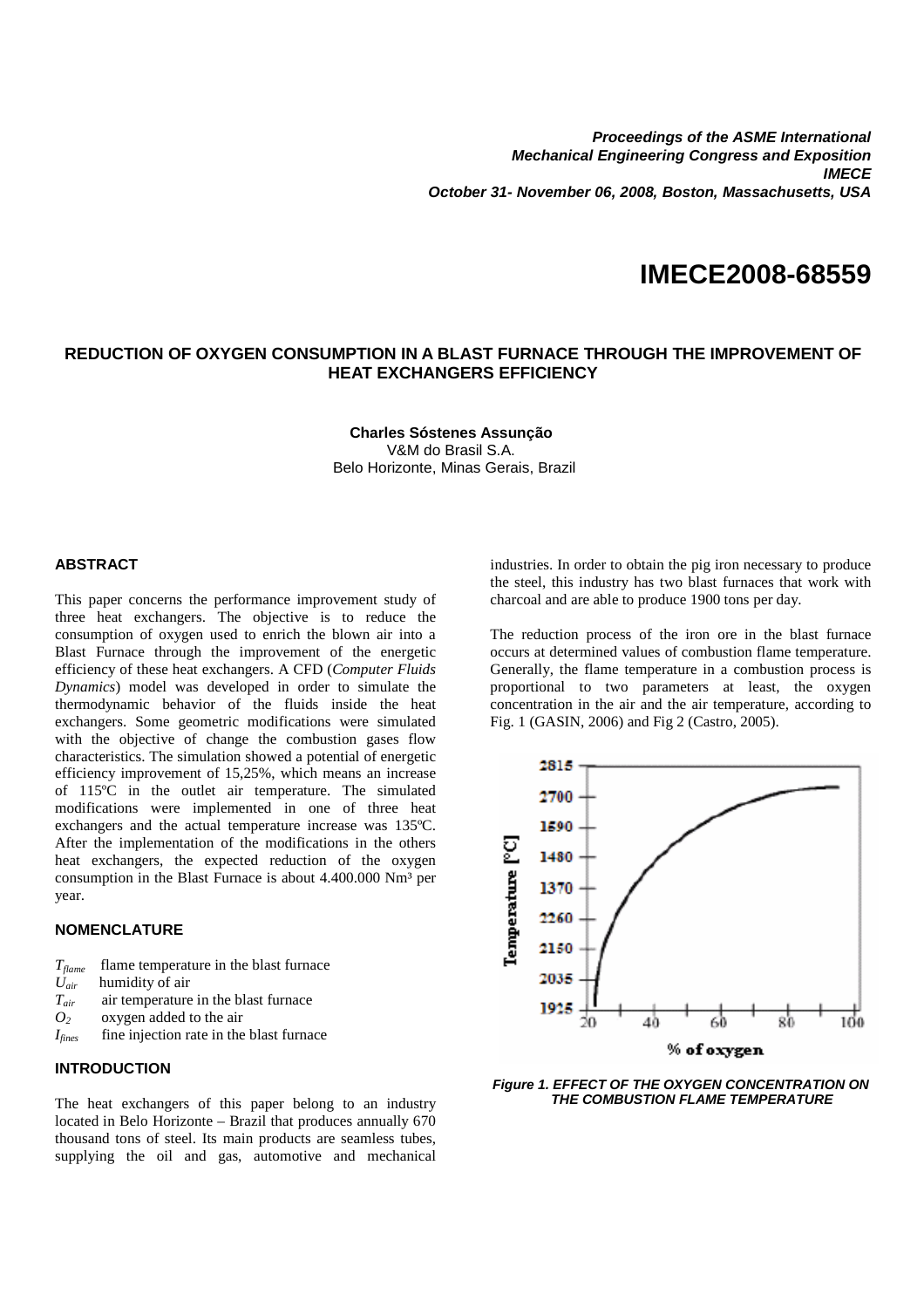**Proceedings of the ASME International Mechanical Engineering Congress and Exposition IMECE October 31- November 06, 2008, Boston, Massachusetts, USA**

# IMECE2008-68559

## REDUCTION OF OXYGEN CONSUMPTION IN A BLAST FURNACE THROUGH THE IMPROVEMENT OF HEAT EXCHANGERS EFFICIENCY

**Charles Sóstenes Assunção**
V&M do Brasil S.A.
Belo Horizonte, Minas Gerais, Brazil

### ABSTRACT

This paper concerns the performance improvement study of three heat exchangers. The objective is to reduce the consumption of oxygen used to enrich the blown air into a Blast Furnace through the improvement of the energetic efficiency of these heat exchangers. A CFD (*Computer Fluids Dynamics*) model was developed in order to simulate the thermodynamic behavior of the fluids inside the heat exchangers. Some geometric modifications were simulated with the objective of change the combustion gases flow characteristics. The simulation showed a potential of energetic efficiency improvement of 15,25%, which means an increase of 115ºC in the outlet air temperature. The simulated modifications were implemented in one of three heat exchangers and the actual temperature increase was 135ºC. After the implementation of the modifications in the others heat exchangers, the expected reduction of the oxygen consumption in the Blast Furnace is about 4.400.000 Nm³ per year.

### NOMENCLATURE

$T_{flame}$ flame temperature in the blast furnace
$U_{air}$ humidity of air
$T_{air}$ air temperature in the blast furnace
$O_2$ oxygen added to the air
$I_{fines}$ fine injection rate in the blast furnace

### INTRODUCTION

The heat exchangers of this paper belong to an industry located in Belo Horizonte – Brazil that produces annually 670 thousand tons of steel. Its main products are seamless tubes, supplying the oil and gas, automotive and mechanical industries. In order to obtain the pig iron necessary to produce the steel, this industry has two blast furnaces that work with charcoal and are able to produce 1900 tons per day.

The reduction process of the iron ore in the blast furnace occurs at determined values of combustion flame temperature. Generally, the flame temperature in a combustion process is proportional to two parameters at least, the oxygen concentration in the air and the air temperature, according to Fig. 1 (GASIN, 2006) and Fig 2 (Castro, 2005).

**Figure 1. EFFECT OF THE OXYGEN CONCENTRATION ON THE COMBUSTION FLAME TEMPERATURE**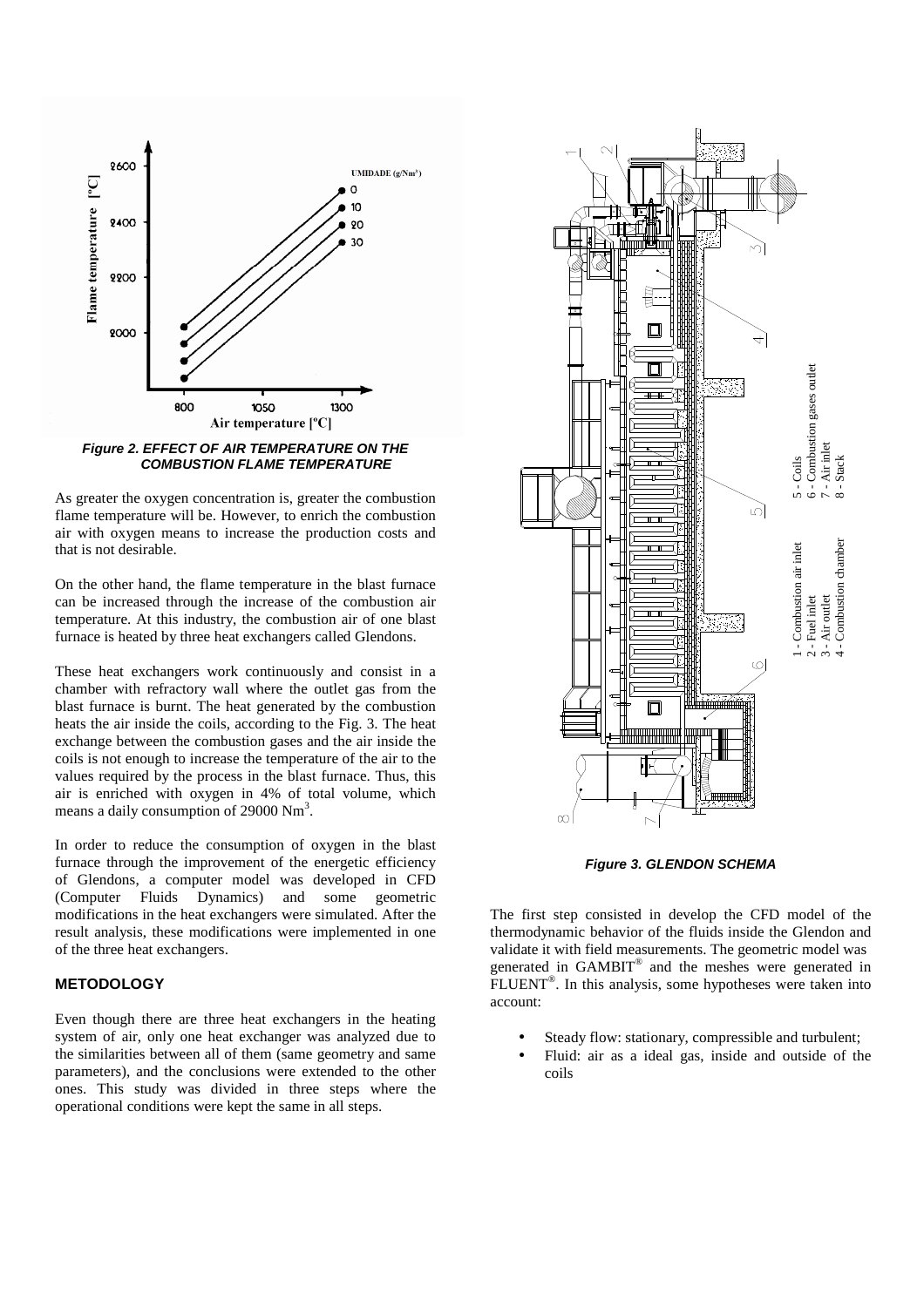Flame temperature [°C]

2600

2400

2200

2000

UMIDADE (g/Nm³)

0

10

20

30

800

1050

1300

Air temperature [°C]

***Figure 2. EFFECT OF AIR TEMPERATURE ON THE COMBUSTION FLAME TEMPERATURE***

As greater the oxygen concentration is, greater the combustion flame temperature will be. However, to enrich the combustion air with oxygen means to increase the production costs and that is not desirable.

On the other hand, the flame temperature in the blast furnace can be increased through the increase of the combustion air temperature. At this industry, the combustion air of one blast furnace is heated by three heat exchangers called Glendons.

These heat exchangers work continuously and consist in a chamber with refractory wall where the outlet gas from the blast furnace is burnt. The heat generated by the combustion heats the air inside the coils, according to the Fig. 3. The heat exchange between the combustion gases and the air inside the coils is not enough to increase the temperature of the air to the values required by the process in the blast furnace. Thus, this air is enriched with oxygen in 4% of total volume, which means a daily consumption of 29000 Nm$^3$.

In order to reduce the consumption of oxygen in the blast furnace through the improvement of the energetic efficiency of Glendons, a computer model was developed in CFD (Computer Fluids Dynamics) and some geometric modifications in the heat exchangers were simulated. After the result analysis, these modifications were implemented in one of the three heat exchangers.

## METODOLOGY

Even though there are three heat exchangers in the heating system of air, only one heat exchanger was analyzed due to the similarities between all of them (same geometry and same parameters), and the conclusions were extended to the other ones. This study was divided in three steps where the operational conditions were kept the same in all steps.

1 - Combustion air inlet
2 - Fuel inlet
3 - Air outlet
4 - Combustion chamber
5 - Coils
6 - Combustion gases outlet
7 - Air inlet
8 - Stack

***Figure 3. GLENDON SCHEMA***

The first step consisted in develop the CFD model of the thermodynamic behavior of the fluids inside the Glendon and validate it with field measurements. The geometric model was generated in GAMBIT® and the meshes were generated in FLUENT®. In this analysis, some hypotheses were taken into account:

- Steady flow: stationary, compressible and turbulent;
- Fluid: air as a ideal gas, inside and outside of the coils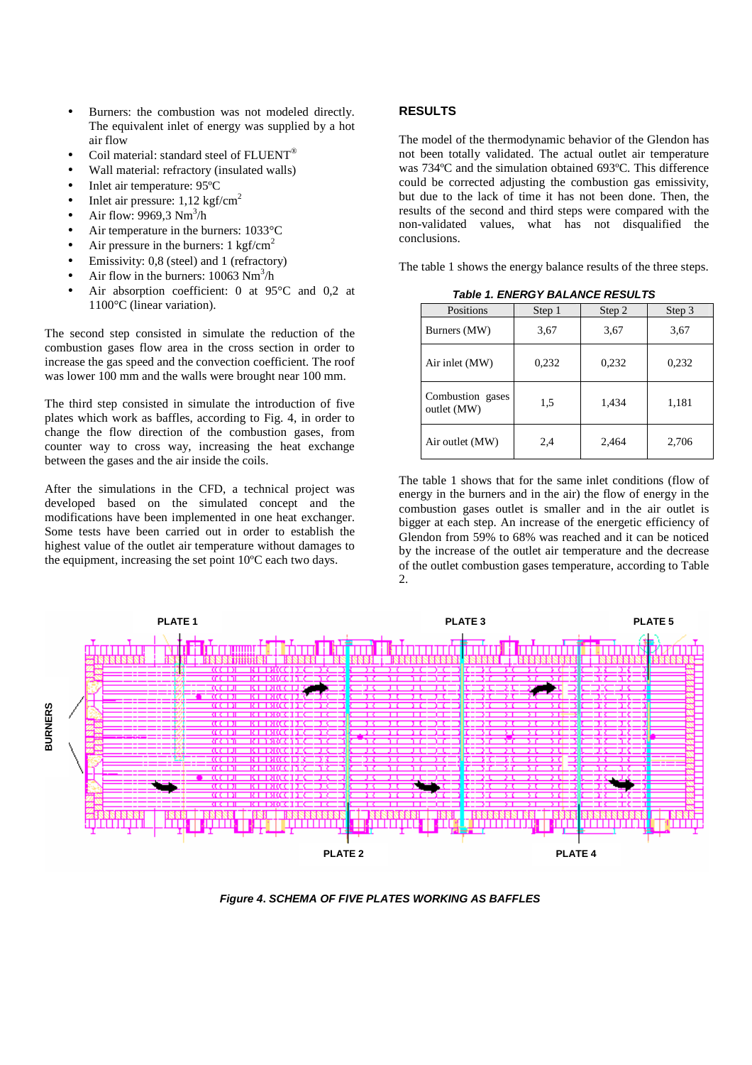- Burners: the combustion was not modeled directly. The equivalent inlet of energy was supplied by a hot air flow
- Coil material: standard steel of FLUENT®
- Wall material: refractory (insulated walls)
- Inlet air temperature: 95ºC
- Inlet air pressure: 1,12 kgf/cm$^2$
- Air flow: 9969,3 Nm$^3$/h
- Air temperature in the burners: 1033°C
- Air pressure in the burners: 1 kgf/cm$^2$
- Emissivity: 0,8 (steel) and 1 (refractory)
- Air flow in the burners: 10063 Nm$^3$/h
- Air absorption coefficient: 0 at 95°C and 0,2 at 1100°C (linear variation).

The second step consisted in simulate the reduction of the combustion gases flow area in the cross section in order to increase the gas speed and the convection coefficient. The roof was lower 100 mm and the walls were brought near 100 mm.

The third step consisted in simulate the introduction of five plates which work as baffles, according to Fig. 4, in order to change the flow direction of the combustion gases, from counter way to cross way, increasing the heat exchange between the gases and the air inside the coils.

After the simulations in the CFD, a technical project was developed based on the simulated concept and the modifications have been implemented in one heat exchanger. Some tests have been carried out in order to establish the highest value of the outlet air temperature without damages to the equipment, increasing the set point 10ºC each two days.

## RESULTS

The model of the thermodynamic behavior of the Glendon has not been totally validated. The actual outlet air temperature was 734ºC and the simulation obtained 693ºC. This difference could be corrected adjusting the combustion gas emissivity, but due to the lack of time it has not been done. Then, the results of the second and third steps were compared with the non-validated values, what has not disqualified the conclusions.

The table 1 shows the energy balance results of the three steps.

***Table 1. ENERGY BALANCE RESULTS***

| Positions | Step 1 | Step 2 | Step 3 |
|---|---|---|---|
| Burners (MW) | 3,67 | 3,67 | 3,67 |
| Air inlet (MW) | 0,232 | 0,232 | 0,232 |
| Combustion gases outlet (MW) | 1,5 | 1,434 | 1,181 |
| Air outlet (MW) | 2,4 | 2,464 | 2,706 |

The table 1 shows that for the same inlet conditions (flow of energy in the burners and in the air) the flow of energy in the combustion gases outlet is smaller and in the air outlet is bigger at each step. An increase of the energetic efficiency of Glendon from 59% to 68% was reached and it can be noticed by the increase of the outlet air temperature and the decrease of the outlet combustion gases temperature, according to Table 2.

***Figure 4. SCHEMA OF FIVE PLATES WORKING AS BAFFLES***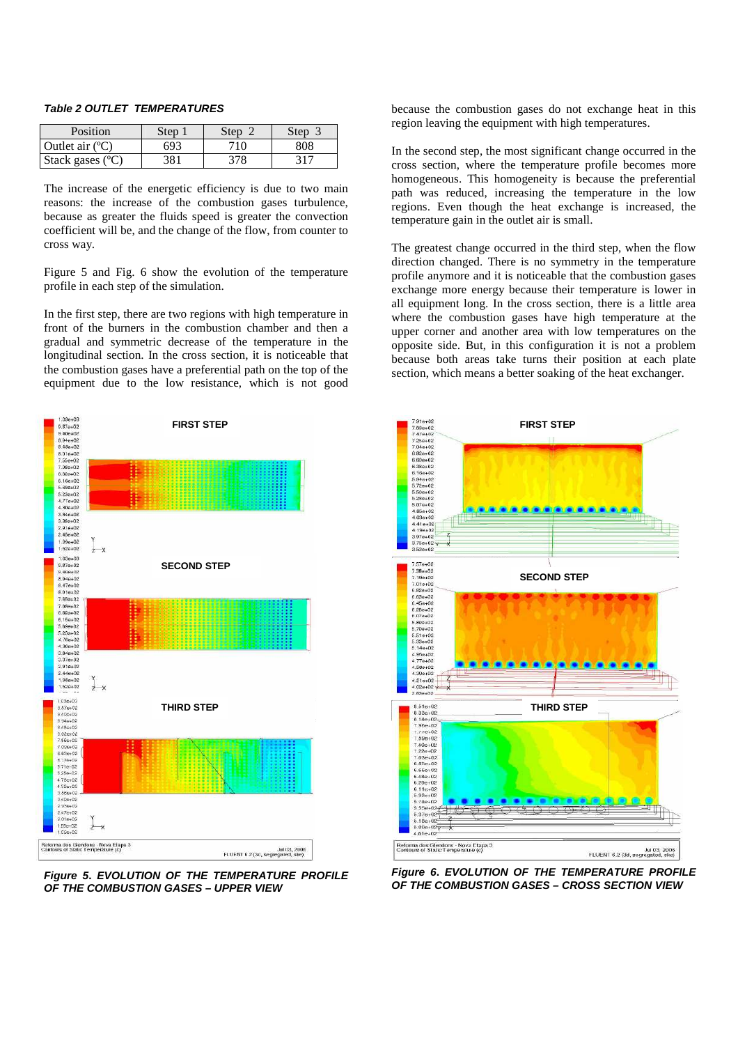***Table 2 OUTLET TEMPERATURES***

| Position | Step 1 | Step 2 | Step 3 |
|---|---|---|---|
| Outlet air (ºC) | 693 | 710 | 808 |
| Stack gases (ºC) | 381 | 378 | 317 |

The increase of the energetic efficiency is due to two main reasons: the increase of the combustion gases turbulence, because as greater the fluids speed is greater the convection coefficient will be, and the change of the flow, from counter to cross way.

Figure 5 and Fig. 6 show the evolution of the temperature profile in each step of the simulation.

In the first step, there are two regions with high temperature in front of the burners in the combustion chamber and then a gradual and symmetric decrease of the temperature in the longitudinal section. In the cross section, it is noticeable that the combustion gases have a preferential path on the top of the equipment due to the low resistance, which is not good because the combustion gases do not exchange heat in this region leaving the equipment with high temperatures.

In the second step, the most significant change occurred in the cross section, where the temperature profile becomes more homogeneous. This homogeneity is because the preferential path was reduced, increasing the temperature in the low regions. Even though the heat exchange is increased, the temperature gain in the outlet air is small.

The greatest change occurred in the third step, when the flow direction changed. There is no symmetry in the temperature profile anymore and it is noticeable that the combustion gases exchange more energy because their temperature is lower in all equipment long. In the cross section, there is a little area where the combustion gases have high temperature at the upper corner and another area with low temperatures on the opposite side. But, in this configuration it is not a problem because both areas take turns their position at each plate section, which means a better soaking of the heat exchanger.

***Figure 5. EVOLUTION OF THE TEMPERATURE PROFILE OF THE COMBUSTION GASES – UPPER VIEW***

***Figure 6. EVOLUTION OF THE TEMPERATURE PROFILE OF THE COMBUSTION GASES – CROSS SECTION VIEW***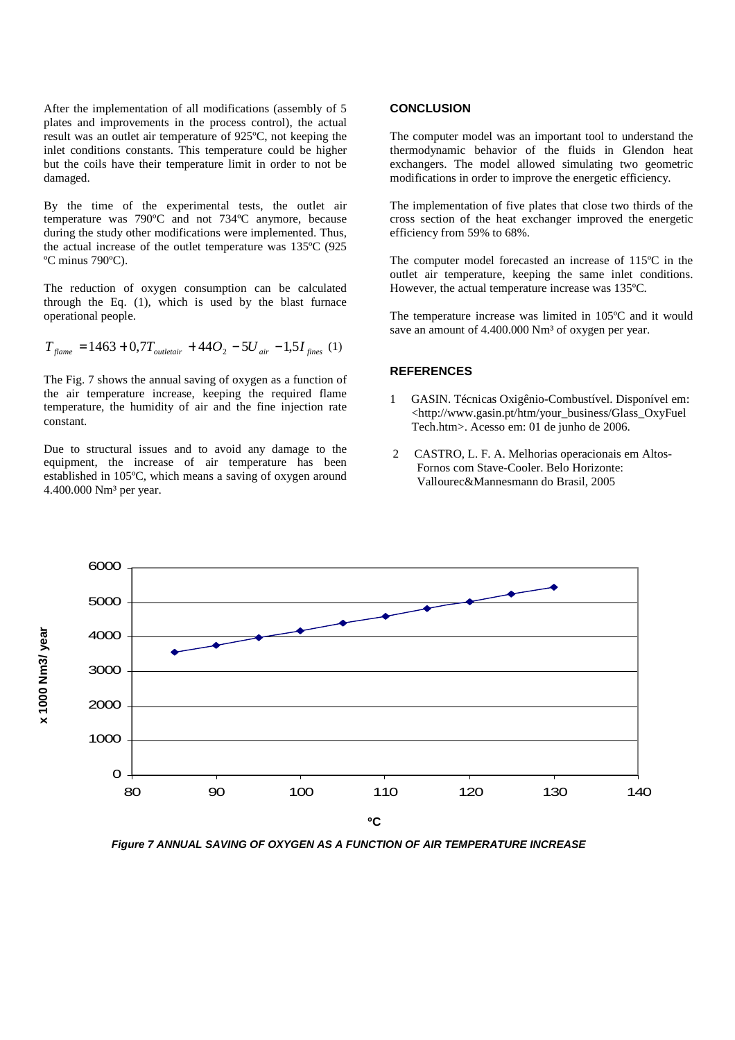After the implementation of all modifications (assembly of 5 plates and improvements in the process control), the actual result was an outlet air temperature of 925ºC, not keeping the inlet conditions constants. This temperature could be higher but the coils have their temperature limit in order to not be damaged.

By the time of the experimental tests, the outlet air temperature was 790ºC and not 734ºC anymore, because during the study other modifications were implemented. Thus, the actual increase of the outlet temperature was 135ºC (925 ºC minus 790ºC).

The reduction of oxygen consumption can be calculated through the Eq. (1), which is used by the blast furnace operational people.

$$T_{flame} = 1463 + 0{,}7T_{outletair} + 44O_2 - 5U_{air} - 1{,}5I_{fines} \quad (1)$$

The Fig. 7 shows the annual saving of oxygen as a function of the air temperature increase, keeping the required flame temperature, the humidity of air and the fine injection rate constant.

Due to structural issues and to avoid any damage to the equipment, the increase of air temperature has been established in 105ºC, which means a saving of oxygen around 4.400.000 Nm³ per year.

## CONCLUSION

The computer model was an important tool to understand the thermodynamic behavior of the fluids in Glendon heat exchangers. The model allowed simulating two geometric modifications in order to improve the energetic efficiency.

The implementation of five plates that close two thirds of the cross section of the heat exchanger improved the energetic efficiency from 59% to 68%.

The computer model forecasted an increase of 115ºC in the outlet air temperature, keeping the same inlet conditions. However, the actual temperature increase was 135ºC.

The temperature increase was limited in 105ºC and it would save an amount of 4.400.000 Nm³ of oxygen per year.

## REFERENCES

1. GASIN. Técnicas Oxigênio-Combustível. Disponível em: <http://www.gasin.pt/htm/your_business/Glass_OxyFuel Tech.htm>. Acesso em: 01 de junho de 2006.
2. CASTRO, L. F. A. Melhorias operacionais em Altos-Fornos com Stave-Cooler. Belo Horizonte: Vallourec&Mannesmann do Brasil, 2005

x 1000 Nm3/ year

6000
5000
4000
3000
2000
1000
0

80 90 100 110 120 130 140

ºC

*Figure 7 ANNUAL SAVING OF OXYGEN AS A FUNCTION OF AIR TEMPERATURE INCREASE*